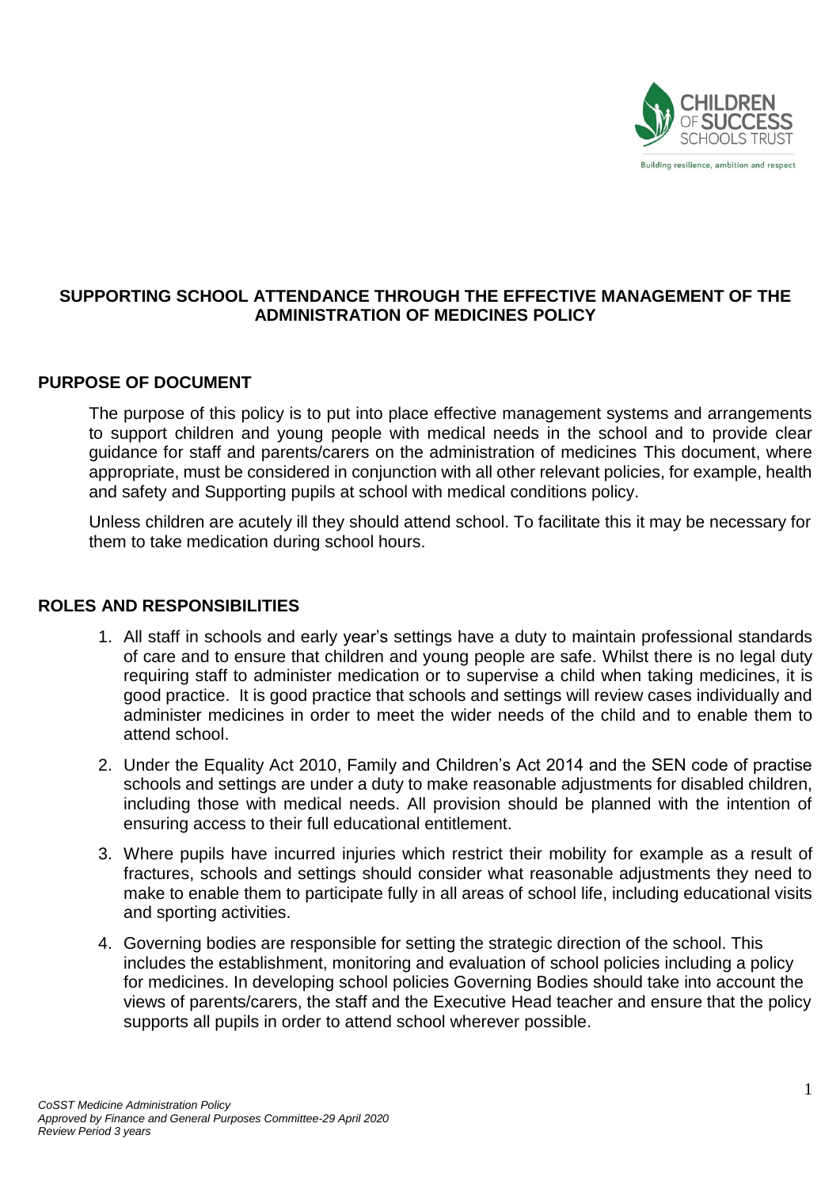# SUPPORTING SCHOOL ATTENDANCE THROUGH THE EFFECTIVE MANAGEMENT OF THE ADMINISTRATION OF MEDICINES POLICY

## PURPOSE OF DOCUMENT

The purpose of this policy is to put into place effective management systems and arrangements to support children and young people with medical needs in the school and to provide clear guidance for staff and parents/carers on the administration of medicines This document, where appropriate, must be considered in conjunction with all other relevant policies, for example, health and safety and Supporting pupils at school with medical conditions policy.

Unless children are acutely ill they should attend school. To facilitate this it may be necessary for them to take medication during school hours.

## ROLES AND RESPONSIBILITIES

1. All staff in schools and early year's settings have a duty to maintain professional standards of care and to ensure that children and young people are safe. Whilst there is no legal duty requiring staff to administer medication or to supervise a child when taking medicines, it is good practice. It is good practice that schools and settings will review cases individually and administer medicines in order to meet the wider needs of the child and to enable them to attend school.
2. Under the Equality Act 2010, Family and Children's Act 2014 and the SEN code of practise schools and settings are under a duty to make reasonable adjustments for disabled children, including those with medical needs. All provision should be planned with the intention of ensuring access to their full educational entitlement.
3. Where pupils have incurred injuries which restrict their mobility for example as a result of fractures, schools and settings should consider what reasonable adjustments they need to make to enable them to participate fully in all areas of school life, including educational visits and sporting activities.
4. Governing bodies are responsible for setting the strategic direction of the school. This includes the establishment, monitoring and evaluation of school policies including a policy for medicines. In developing school policies Governing Bodies should take into account the views of parents/carers, the staff and the Executive Head teacher and ensure that the policy supports all pupils in order to attend school wherever possible.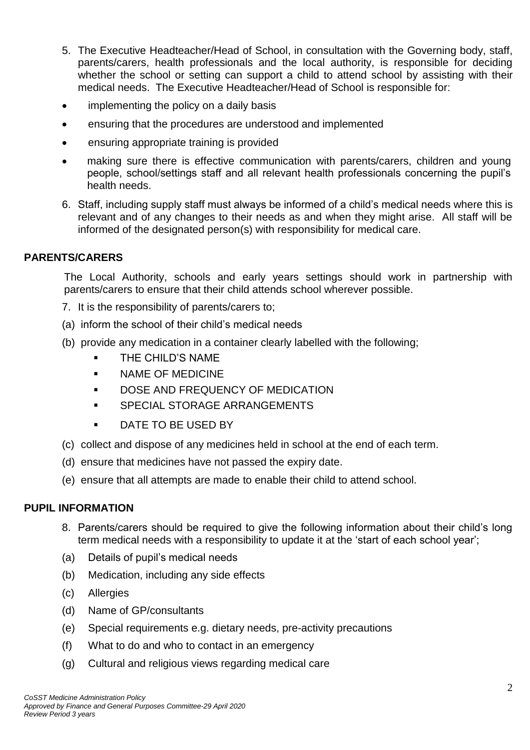5. The Executive Headteacher/Head of School, in consultation with the Governing body, staff, parents/carers, health professionals and the local authority, is responsible for deciding whether the school or setting can support a child to attend school by assisting with their medical needs. The Executive Headteacher/Head of School is responsible for:

- implementing the policy on a daily basis
- ensuring that the procedures are understood and implemented
- ensuring appropriate training is provided
- making sure there is effective communication with parents/carers, children and young people, school/settings staff and all relevant health professionals concerning the pupil's health needs.

6. Staff, including supply staff must always be informed of a child's medical needs where this is relevant and of any changes to their needs as and when they might arise. All staff will be informed of the designated person(s) with responsibility for medical care.

**PARENTS/CARERS**

The Local Authority, schools and early years settings should work in partnership with parents/carers to ensure that their child attends school wherever possible.

7. It is the responsibility of parents/carers to;

(a) inform the school of their child's medical needs

(b) provide any medication in a container clearly labelled with the following;

- THE CHILD'S NAME
- NAME OF MEDICINE
- DOSE AND FREQUENCY OF MEDICATION
- SPECIAL STORAGE ARRANGEMENTS
- DATE TO BE USED BY

(c) collect and dispose of any medicines held in school at the end of each term.

(d) ensure that medicines have not passed the expiry date.

(e) ensure that all attempts are made to enable their child to attend school.

**PUPIL INFORMATION**

8. Parents/carers should be required to give the following information about their child's long term medical needs with a responsibility to update it at the 'start of each school year';

(a) Details of pupil's medical needs

(b) Medication, including any side effects

(c) Allergies

(d) Name of GP/consultants

(e) Special requirements e.g. dietary needs, pre-activity precautions

(f) What to do and who to contact in an emergency

(g) Cultural and religious views regarding medical care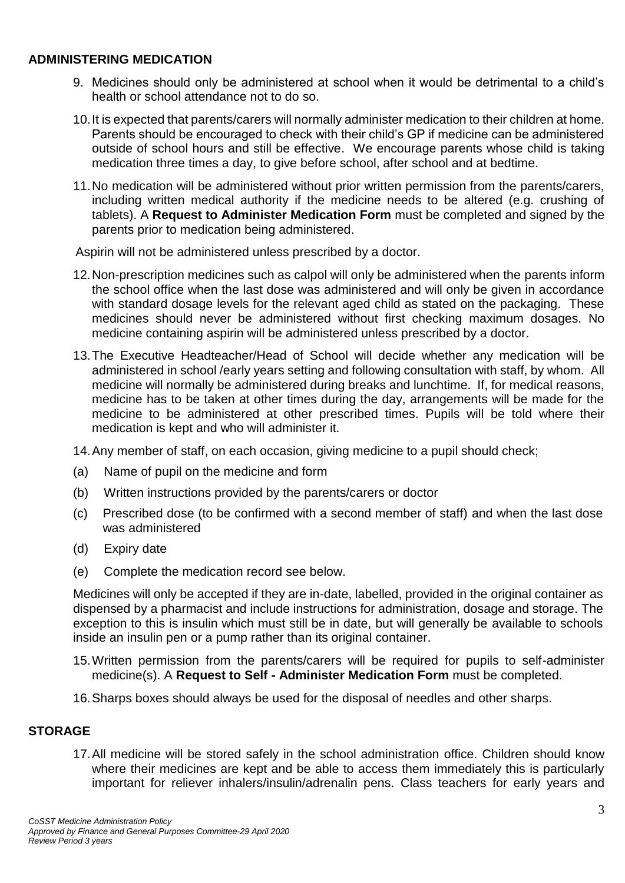## ADMINISTERING MEDICATION

9. Medicines should only be administered at school when it would be detrimental to a child's health or school attendance not to do so.
10. It is expected that parents/carers will normally administer medication to their children at home. Parents should be encouraged to check with their child's GP if medicine can be administered outside of school hours and still be effective. We encourage parents whose child is taking medication three times a day, to give before school, after school and at bedtime.
11. No medication will be administered without prior written permission from the parents/carers, including written medical authority if the medicine needs to be altered (e.g. crushing of tablets). A **Request to Administer Medication Form** must be completed and signed by the parents prior to medication being administered.

Aspirin will not be administered unless prescribed by a doctor.

12. Non-prescription medicines such as calpol will only be administered when the parents inform the school office when the last dose was administered and will only be given in accordance with standard dosage levels for the relevant aged child as stated on the packaging. These medicines should never be administered without first checking maximum dosages. No medicine containing aspirin will be administered unless prescribed by a doctor.
13. The Executive Headteacher/Head of School will decide whether any medication will be administered in school /early years setting and following consultation with staff, by whom. All medicine will normally be administered during breaks and lunchtime. If, for medical reasons, medicine has to be taken at other times during the day, arrangements will be made for the medicine to be administered at other prescribed times. Pupils will be told where their medication is kept and who will administer it.
14. Any member of staff, on each occasion, giving medicine to a pupil should check;

(a) Name of pupil on the medicine and form

(b) Written instructions provided by the parents/carers or doctor

(c) Prescribed dose (to be confirmed with a second member of staff) and when the last dose was administered

(d) Expiry date

(e) Complete the medication record see below.

Medicines will only be accepted if they are in-date, labelled, provided in the original container as dispensed by a pharmacist and include instructions for administration, dosage and storage. The exception to this is insulin which must still be in date, but will generally be available to schools inside an insulin pen or a pump rather than its original container.

15. Written permission from the parents/carers will be required for pupils to self-administer medicine(s). A **Request to Self - Administer Medication Form** must be completed.
16. Sharps boxes should always be used for the disposal of needles and other sharps.

## STORAGE

17. All medicine will be stored safely in the school administration office. Children should know where their medicines are kept and be able to access them immediately this is particularly important for reliever inhalers/insulin/adrenalin pens. Class teachers for early years and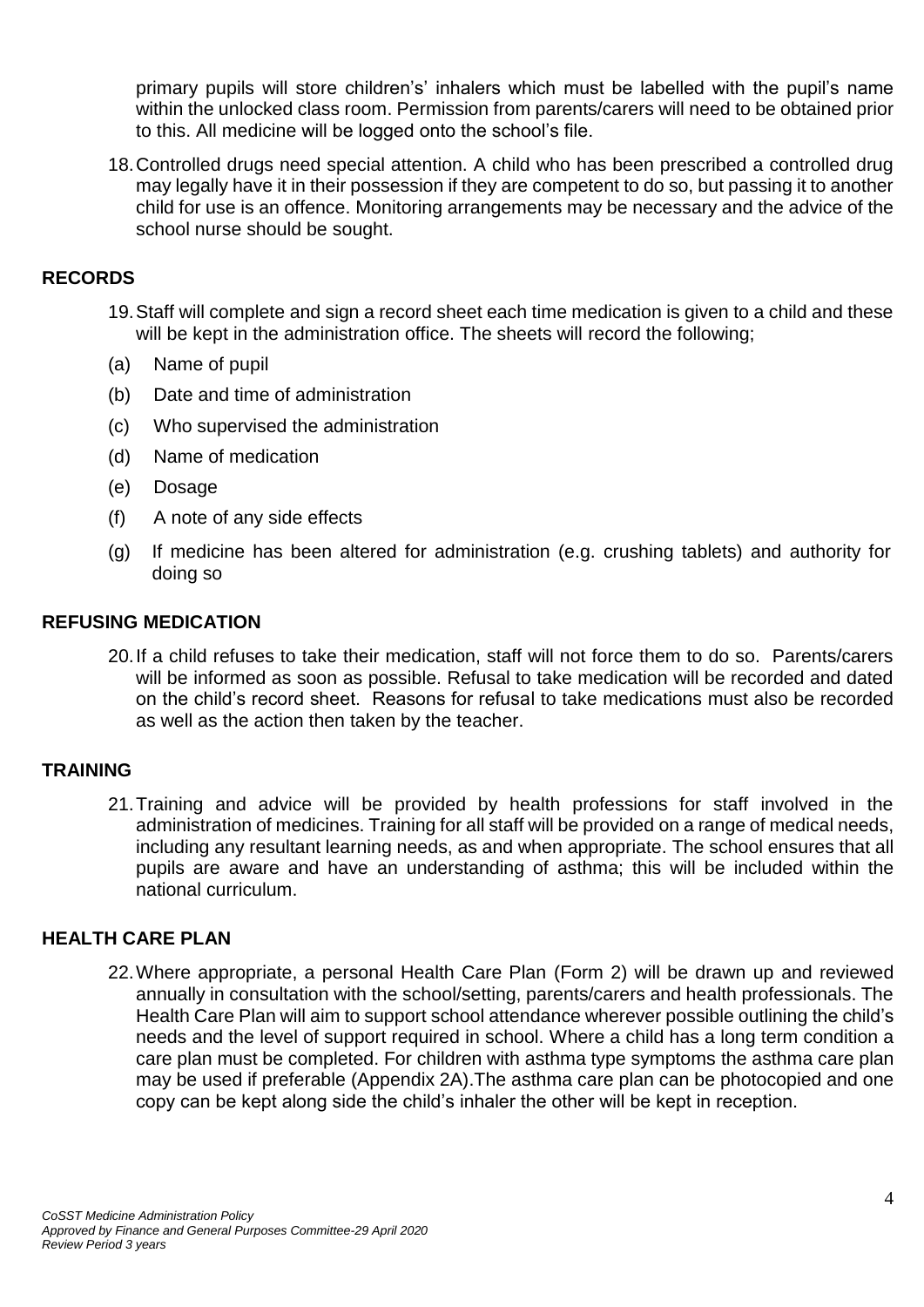primary pupils will store children's' inhalers which must be labelled with the pupil's name within the unlocked class room. Permission from parents/carers will need to be obtained prior to this. All medicine will be logged onto the school's file.

18. Controlled drugs need special attention. A child who has been prescribed a controlled drug may legally have it in their possession if they are competent to do so, but passing it to another child for use is an offence. Monitoring arrangements may be necessary and the advice of the school nurse should be sought.

## RECORDS

19. Staff will complete and sign a record sheet each time medication is given to a child and these will be kept in the administration office. The sheets will record the following;

(a) Name of pupil

(b) Date and time of administration

(c) Who supervised the administration

(d) Name of medication

(e) Dosage

(f) A note of any side effects

(g) If medicine has been altered for administration (e.g. crushing tablets) and authority for doing so

## REFUSING MEDICATION

20. If a child refuses to take their medication, staff will not force them to do so. Parents/carers will be informed as soon as possible. Refusal to take medication will be recorded and dated on the child's record sheet. Reasons for refusal to take medications must also be recorded as well as the action then taken by the teacher.

## TRAINING

21. Training and advice will be provided by health professions for staff involved in the administration of medicines. Training for all staff will be provided on a range of medical needs, including any resultant learning needs, as and when appropriate. The school ensures that all pupils are aware and have an understanding of asthma; this will be included within the national curriculum.

## HEALTH CARE PLAN

22. Where appropriate, a personal Health Care Plan (Form 2) will be drawn up and reviewed annually in consultation with the school/setting, parents/carers and health professionals. The Health Care Plan will aim to support school attendance wherever possible outlining the child's needs and the level of support required in school. Where a child has a long term condition a care plan must be completed. For children with asthma type symptoms the asthma care plan may be used if preferable (Appendix 2A).The asthma care plan can be photocopied and one copy can be kept along side the child's inhaler the other will be kept in reception.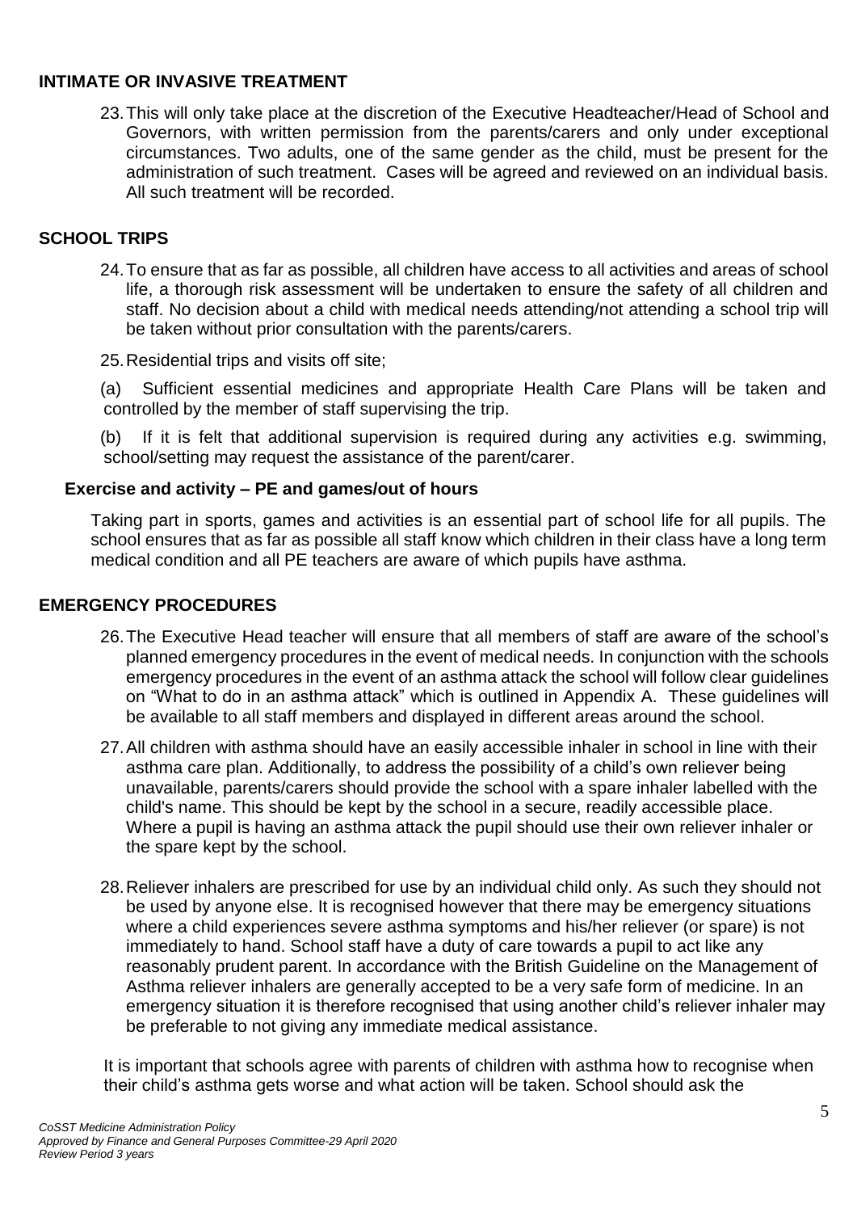## INTIMATE OR INVASIVE TREATMENT

23. This will only take place at the discretion of the Executive Headteacher/Head of School and Governors, with written permission from the parents/carers and only under exceptional circumstances. Two adults, one of the same gender as the child, must be present for the administration of such treatment. Cases will be agreed and reviewed on an individual basis. All such treatment will be recorded.

## SCHOOL TRIPS

24. To ensure that as far as possible, all children have access to all activities and areas of school life, a thorough risk assessment will be undertaken to ensure the safety of all children and staff. No decision about a child with medical needs attending/not attending a school trip will be taken without prior consultation with the parents/carers.

25. Residential trips and visits off site;

(a) Sufficient essential medicines and appropriate Health Care Plans will be taken and controlled by the member of staff supervising the trip.

(b) If it is felt that additional supervision is required during any activities e.g. swimming, school/setting may request the assistance of the parent/carer.

### Exercise and activity – PE and games/out of hours

Taking part in sports, games and activities is an essential part of school life for all pupils. The school ensures that as far as possible all staff know which children in their class have a long term medical condition and all PE teachers are aware of which pupils have asthma.

## EMERGENCY PROCEDURES

26. The Executive Head teacher will ensure that all members of staff are aware of the school's planned emergency procedures in the event of medical needs. In conjunction with the schools emergency procedures in the event of an asthma attack the school will follow clear guidelines on "What to do in an asthma attack" which is outlined in Appendix A. These guidelines will be available to all staff members and displayed in different areas around the school.

27. All children with asthma should have an easily accessible inhaler in school in line with their asthma care plan. Additionally, to address the possibility of a child's own reliever being unavailable, parents/carers should provide the school with a spare inhaler labelled with the child's name. This should be kept by the school in a secure, readily accessible place. Where a pupil is having an asthma attack the pupil should use their own reliever inhaler or the spare kept by the school.

28. Reliever inhalers are prescribed for use by an individual child only. As such they should not be used by anyone else. It is recognised however that there may be emergency situations where a child experiences severe asthma symptoms and his/her reliever (or spare) is not immediately to hand. School staff have a duty of care towards a pupil to act like any reasonably prudent parent. In accordance with the British Guideline on the Management of Asthma reliever inhalers are generally accepted to be a very safe form of medicine. In an emergency situation it is therefore recognised that using another child's reliever inhaler may be preferable to not giving any immediate medical assistance.

It is important that schools agree with parents of children with asthma how to recognise when their child's asthma gets worse and what action will be taken. School should ask the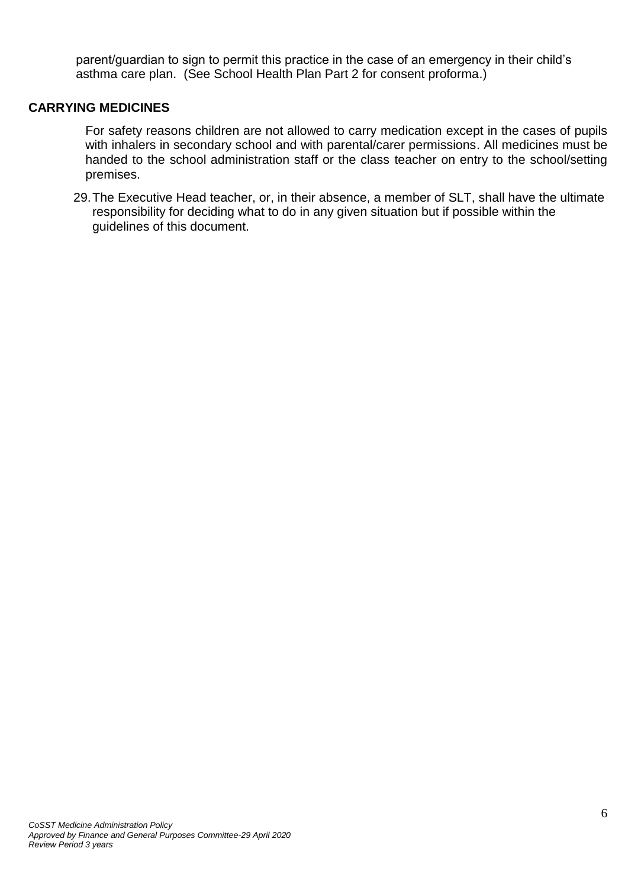parent/guardian to sign to permit this practice in the case of an emergency in their child's asthma care plan. (See School Health Plan Part 2 for consent proforma.)

## CARRYING MEDICINES

For safety reasons children are not allowed to carry medication except in the cases of pupils with inhalers in secondary school and with parental/carer permissions. All medicines must be handed to the school administration staff or the class teacher on entry to the school/setting premises.

29. The Executive Head teacher, or, in their absence, a member of SLT, shall have the ultimate responsibility for deciding what to do in any given situation but if possible within the guidelines of this document.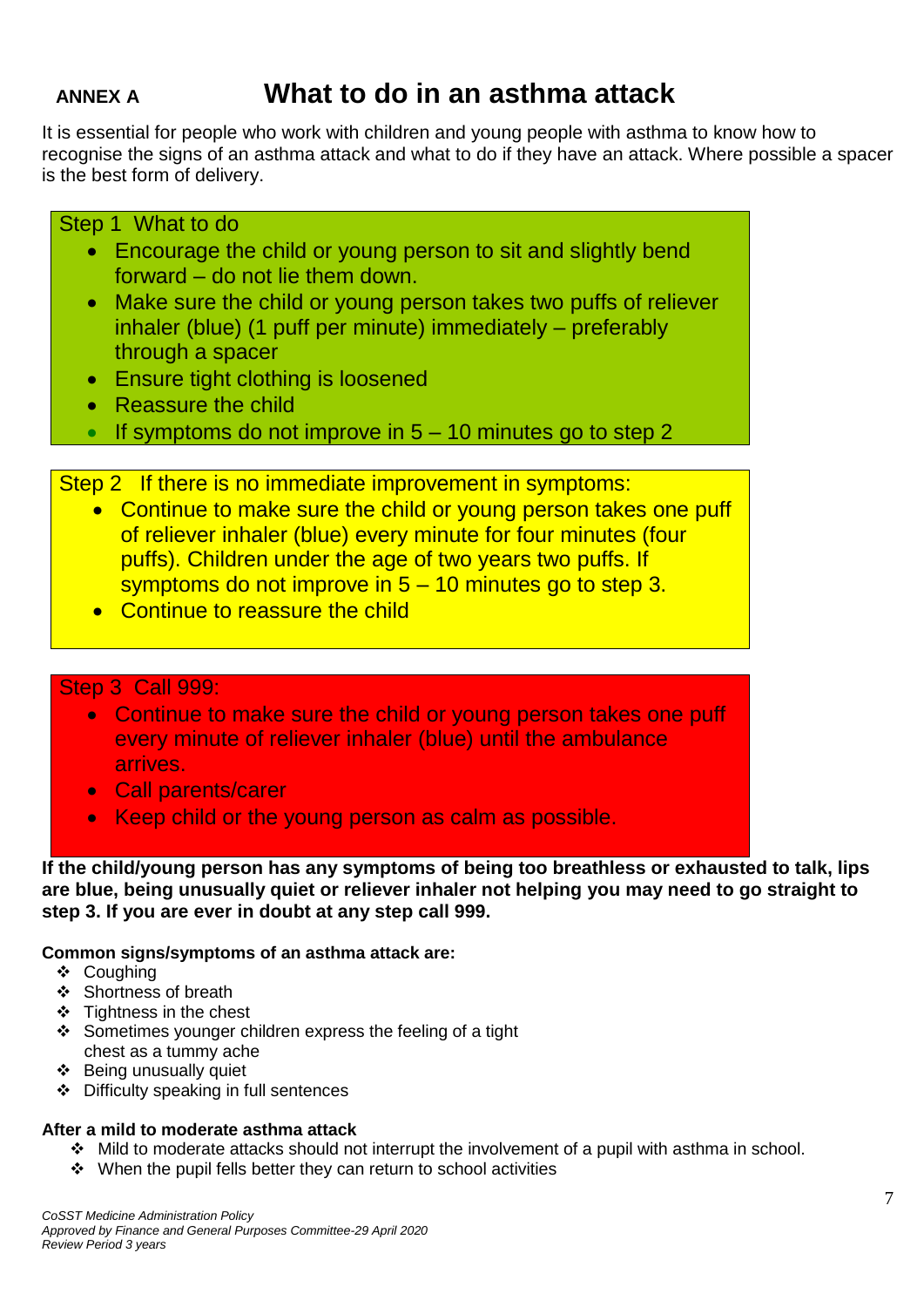**ANNEX A**

# What to do in an asthma attack

It is essential for people who work with children and young people with asthma to know how to recognise the signs of an asthma attack and what to do if they have an attack. Where possible a spacer is the best form of delivery.

Step 1 What to do

- Encourage the child or young person to sit and slightly bend forward – do not lie them down.
- Make sure the child or young person takes two puffs of reliever inhaler (blue) (1 puff per minute) immediately – preferably through a spacer
- Ensure tight clothing is loosened
- Reassure the child
- If symptoms do not improve in 5 – 10 minutes go to step 2

Step 2 If there is no immediate improvement in symptoms:

- Continue to make sure the child or young person takes one puff of reliever inhaler (blue) every minute for four minutes (four puffs). Children under the age of two years two puffs. If symptoms do not improve in 5 – 10 minutes go to step 3.
- Continue to reassure the child

Step 3 Call 999:

- Continue to make sure the child or young person takes one puff every minute of reliever inhaler (blue) until the ambulance arrives.
- Call parents/carer
- Keep child or the young person as calm as possible.

**If the child/young person has any symptoms of being too breathless or exhausted to talk, lips are blue, being unusually quiet or reliever inhaler not helping you may need to go straight to step 3. If you are ever in doubt at any step call 999.**

**Common signs/symptoms of an asthma attack are:**

- Coughing
- Shortness of breath
- Tightness in the chest
- Sometimes younger children express the feeling of a tight chest as a tummy ache
- Being unusually quiet
- Difficulty speaking in full sentences

**After a mild to moderate asthma attack**

- Mild to moderate attacks should not interrupt the involvement of a pupil with asthma in school.
- When the pupil fells better they can return to school activities

*CoSST Medicine Administration Policy*
*Approved by Finance and General Purposes Committee-29 April 2020*
*Review Period 3 years*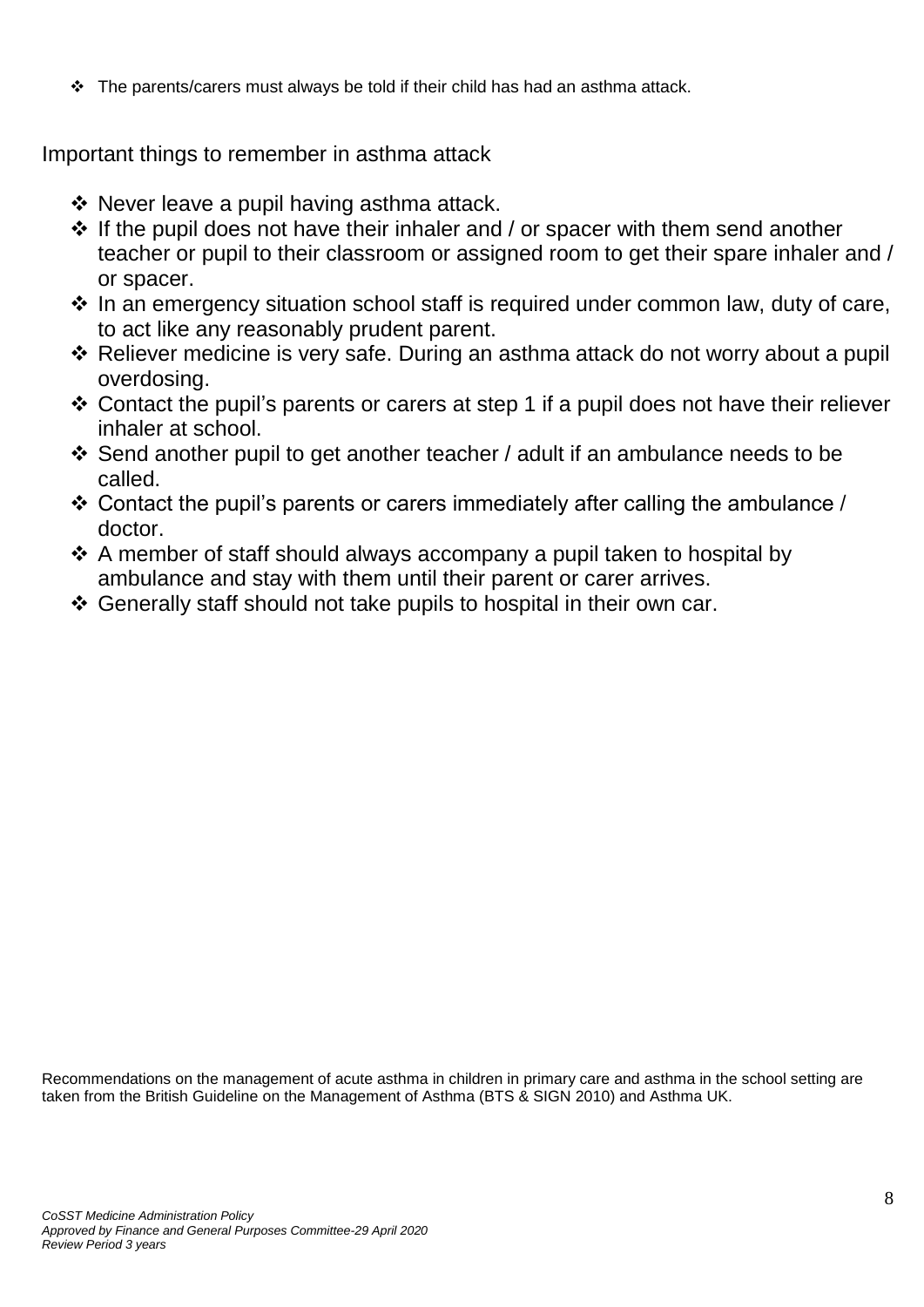- The parents/carers must always be told if their child has had an asthma attack.

Important things to remember in asthma attack

- Never leave a pupil having asthma attack.
- If the pupil does not have their inhaler and / or spacer with them send another teacher or pupil to their classroom or assigned room to get their spare inhaler and / or spacer.
- In an emergency situation school staff is required under common law, duty of care, to act like any reasonably prudent parent.
- Reliever medicine is very safe. During an asthma attack do not worry about a pupil overdosing.
- Contact the pupil's parents or carers at step 1 if a pupil does not have their reliever inhaler at school.
- Send another pupil to get another teacher / adult if an ambulance needs to be called.
- Contact the pupil's parents or carers immediately after calling the ambulance / doctor.
- A member of staff should always accompany a pupil taken to hospital by ambulance and stay with them until their parent or carer arrives.
- Generally staff should not take pupils to hospital in their own car.

Recommendations on the management of acute asthma in children in primary care and asthma in the school setting are taken from the British Guideline on the Management of Asthma (BTS & SIGN 2010) and Asthma UK.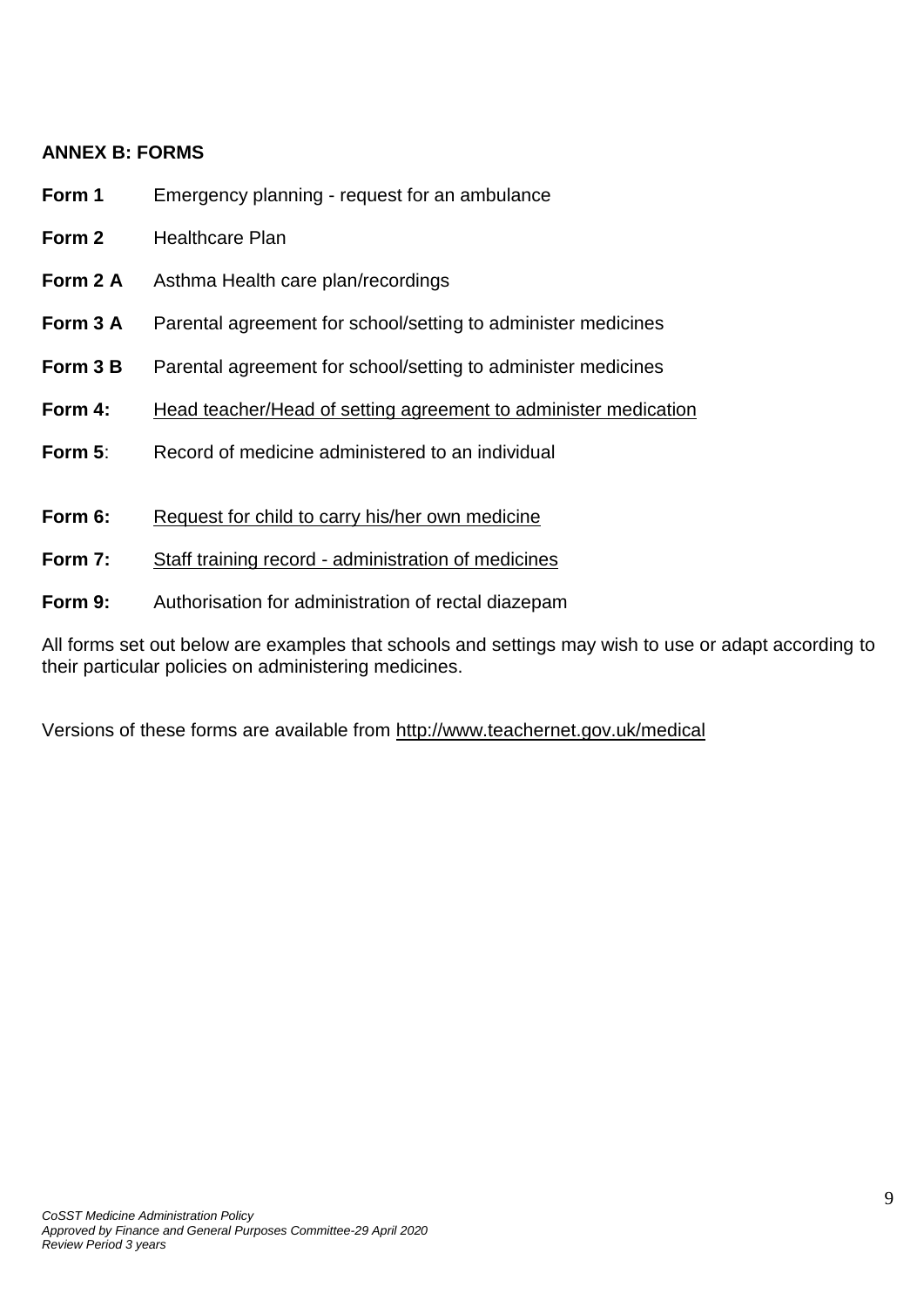## ANNEX B: FORMS

**Form 1** Emergency planning - request for an ambulance

**Form 2** Healthcare Plan

**Form 2 A** Asthma Health care plan/recordings

**Form 3 A** Parental agreement for school/setting to administer medicines

**Form 3 B** Parental agreement for school/setting to administer medicines

**Form 4:** Head teacher/Head of setting agreement to administer medication

**Form 5**: Record of medicine administered to an individual

**Form 6:** Request for child to carry his/her own medicine

**Form 7:** Staff training record - administration of medicines

**Form 9:** Authorisation for administration of rectal diazepam

All forms set out below are examples that schools and settings may wish to use or adapt according to their particular policies on administering medicines.

Versions of these forms are available from http://www.teachernet.gov.uk/medical

*CoSST Medicine Administration Policy*
*Approved by Finance and General Purposes Committee-29 April 2020*
*Review Period 3 years*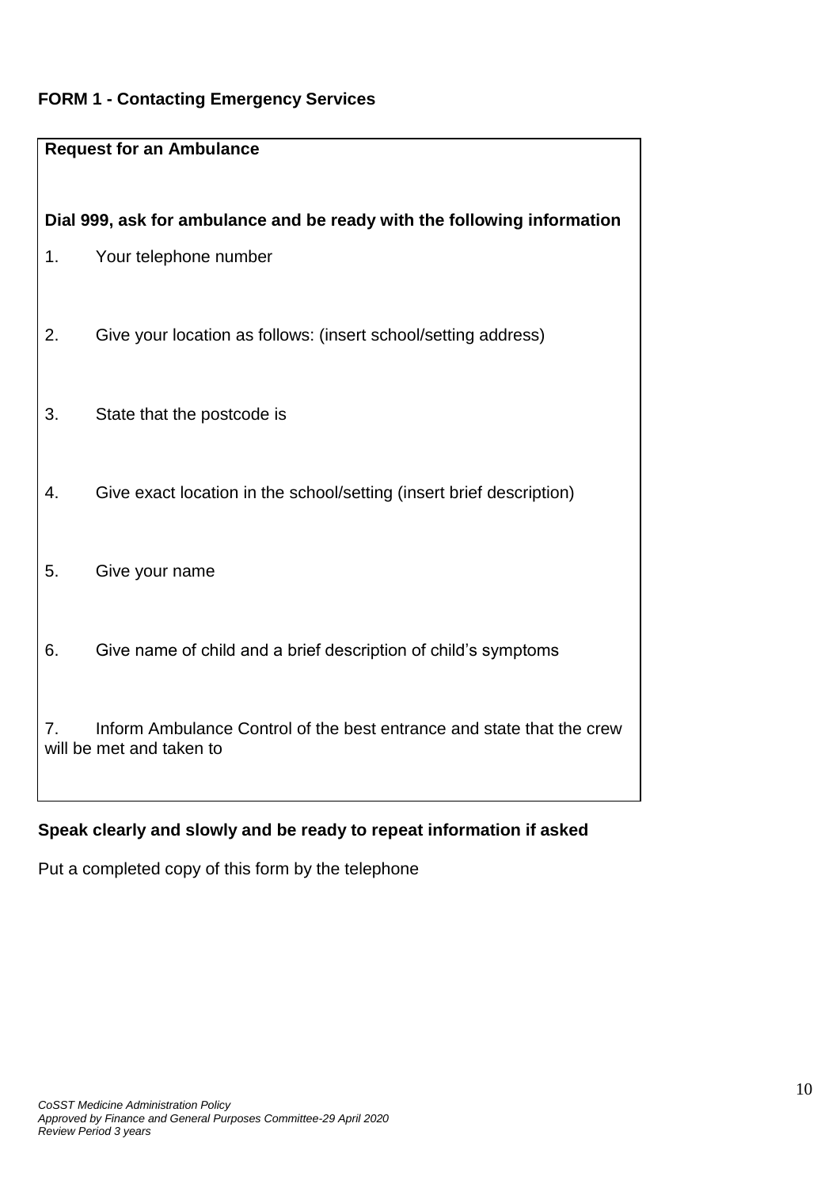**FORM 1 - Contacting Emergency Services**

**Request for an Ambulance**

**Dial 999, ask for ambulance and be ready with the following information**

1. Your telephone number

2. Give your location as follows: (insert school/setting address)

3. State that the postcode is

4. Give exact location in the school/setting (insert brief description)

5. Give your name

6. Give name of child and a brief description of child's symptoms

7. Inform Ambulance Control of the best entrance and state that the crew will be met and taken to

**Speak clearly and slowly and be ready to repeat information if asked**

Put a completed copy of this form by the telephone

*CoSST Medicine Administration Policy*
*Approved by Finance and General Purposes Committee-29 April 2020*
*Review Period 3 years*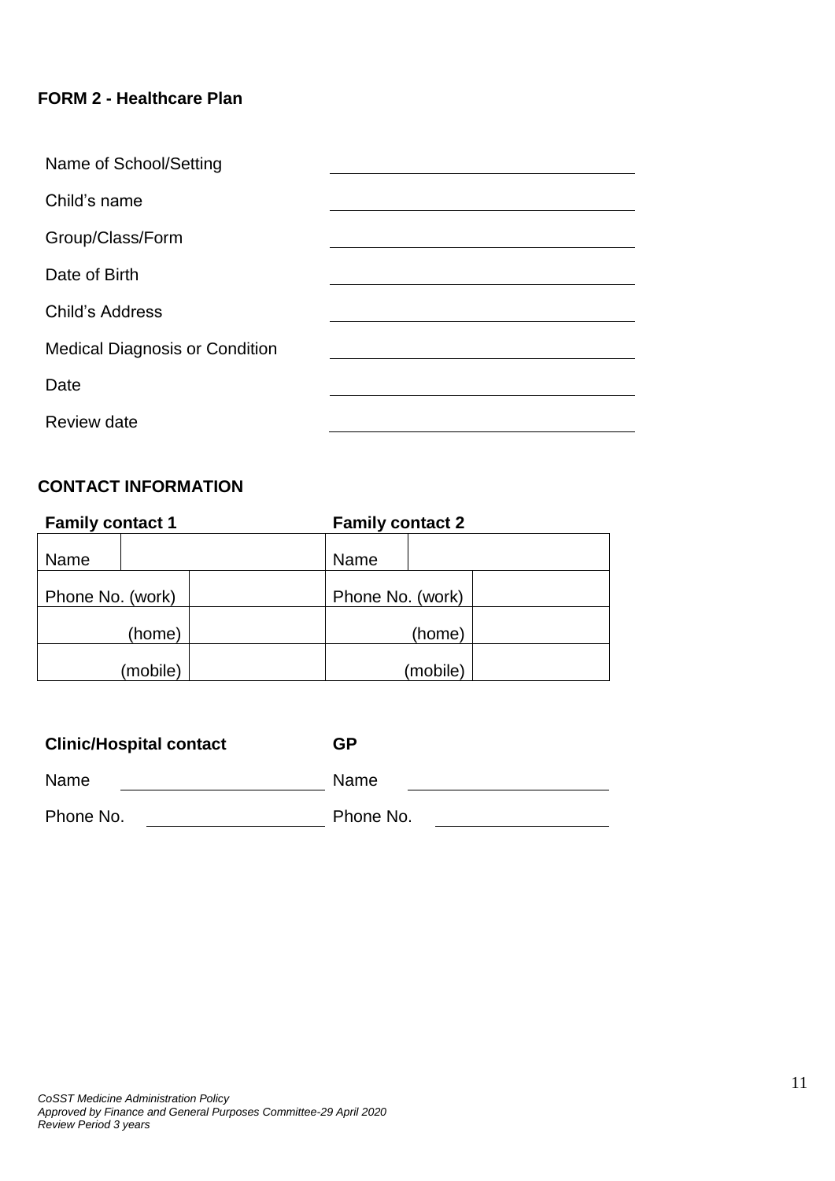**FORM 2 - Healthcare Plan**

| | |
|---|---|
| Name of School/Setting | |
| Child's name | |
| Group/Class/Form | |
| Date of Birth | |
| Child's Address | |
| Medical Diagnosis or Condition | |
| Date | |
| Review date | |

**CONTACT INFORMATION**

| **Family contact 1** | | **Family contact 2** | |
|---|---|---|---|
| Name | | Name | |
| Phone No. (work) | | Phone No. (work) | |
| (home) | | (home) | |
| (mobile) | | (mobile) | |

| **Clinic/Hospital contact** | | **GP** | |
|---|---|---|---|
| Name | | Name | |
| Phone No. | | Phone No. | |

*CoSST Medicine Administration Policy*
*Approved by Finance and General Purposes Committee-29 April 2020*
*Review Period 3 years*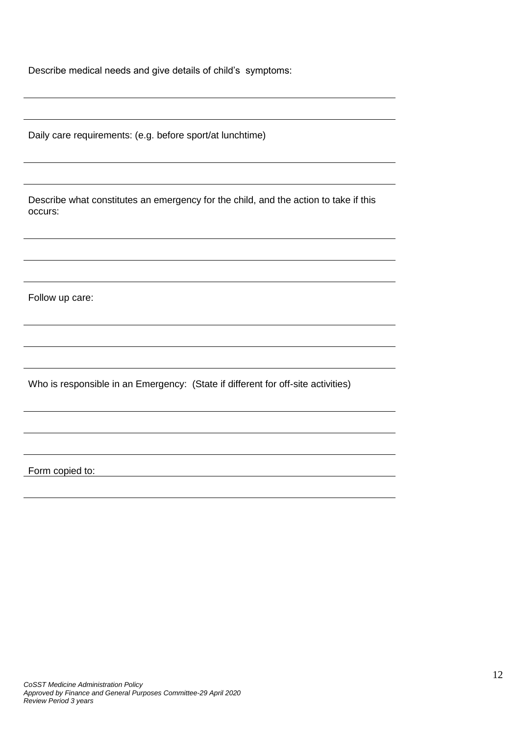Describe medical needs and give details of child's symptoms:

______________________________________________________________________

______________________________________________________________________

Daily care requirements: (e.g. before sport/at lunchtime)

______________________________________________________________________

______________________________________________________________________

Describe what constitutes an emergency for the child, and the action to take if this occurs:

______________________________________________________________________

______________________________________________________________________

______________________________________________________________________

Follow up care:

______________________________________________________________________

______________________________________________________________________

______________________________________________________________________

Who is responsible in an Emergency: (State if different for off-site activities)

______________________________________________________________________

______________________________________________________________________

______________________________________________________________________

Form copied to: ________________________________________________________

______________________________________________________________________

*CoSST Medicine Administration Policy*
*Approved by Finance and General Purposes Committee-29 April 2020*
*Review Period 3 years*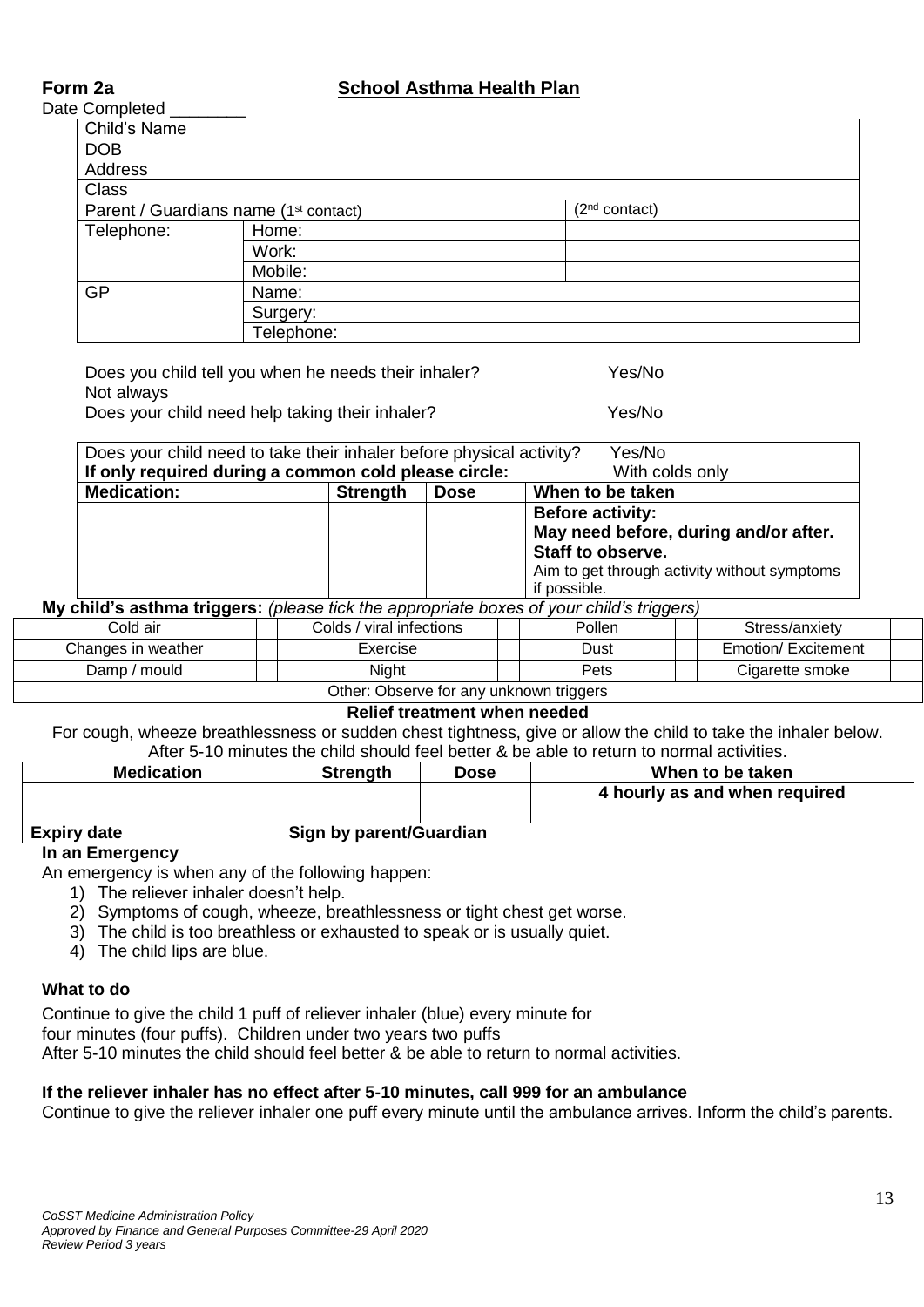**Form 2a** **School Asthma Health Plan**

Date Completed ________

| Child's Name | | |
|---|---|---|
| DOB | | |
| Address | | |
| Class | | |
| Parent / Guardians name (1st contact) | | (2nd contact) |
| Telephone: | Home: | |
| | Work: | |
| | Mobile: | |
| GP | Name: | |
| | Surgery: | |
| | Telephone: | |

Does you child tell you when he needs their inhaler? Yes/No
Not always

Does your child need help taking their inhaler? Yes/No

| Does your child need to take their inhaler before physical activity? Yes/No | | | |
|---|---|---|---|
| **If only required during a common cold please circle:** With colds only | | | |
| **Medication:** | **Strength** | **Dose** | **When to be taken** |
| | | | **Before activity:** **May need before, during and/or after. Staff to observe.** Aim to get through activity without symptoms if possible. |

**My child's asthma triggers:** *(please tick the appropriate boxes of your child's triggers)*

| Cold air | | Colds / viral infections | | Pollen | | Stress/anxiety | |
|---|---|---|---|---|---|---|---|
| Changes in weather | | Exercise | | Dust | | Emotion/ Excitement | |
| Damp / mould | | Night | | Pets | | Cigarette smoke | |
| Other: Observe for any unknown triggers | | | | | | | |

**Relief treatment when needed**

For cough, wheeze breathlessness or sudden chest tightness, give or allow the child to take the inhaler below. After 5-10 minutes the child should feel better & be able to return to normal activities.

| Medication | Strength | Dose | When to be taken |
|---|---|---|---|
| | | | **4 hourly as and when required** |
| **Expiry date** | **Sign by parent/Guardian** | | |

**In an Emergency**

An emergency is when any of the following happen:

1) The reliever inhaler doesn't help.
2) Symptoms of cough, wheeze, breathlessness or tight chest get worse.
3) The child is too breathless or exhausted to speak or is usually quiet.
4) The child lips are blue.

**What to do**

Continue to give the child 1 puff of reliever inhaler (blue) every minute for four minutes (four puffs). Children under two years two puffs

After 5-10 minutes the child should feel better & be able to return to normal activities.

**If the reliever inhaler has no effect after 5-10 minutes, call 999 for an ambulance**

Continue to give the reliever inhaler one puff every minute until the ambulance arrives. Inform the child's parents.

*CoSST Medicine Administration Policy*
*Approved by Finance and General Purposes Committee-29 April 2020*
*Review Period 3 years*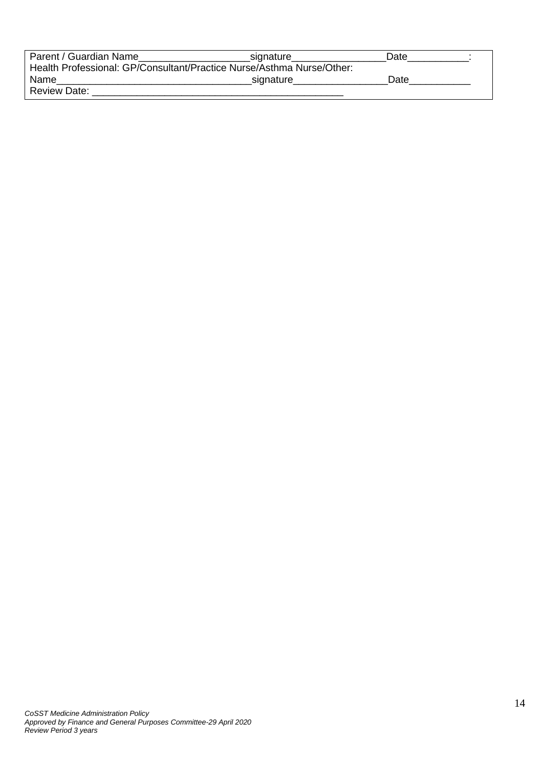Parent / Guardian Name____________________signature_________________Date___________:
Health Professional: GP/Consultant/Practice Nurse/Asthma Nurse/Other:
Name___________________________________signature_________________Date___________
Review Date: _____________________________________________

*CoSST Medicine Administration Policy*
*Approved by Finance and General Purposes Committee-29 April 2020*
*Review Period 3 years*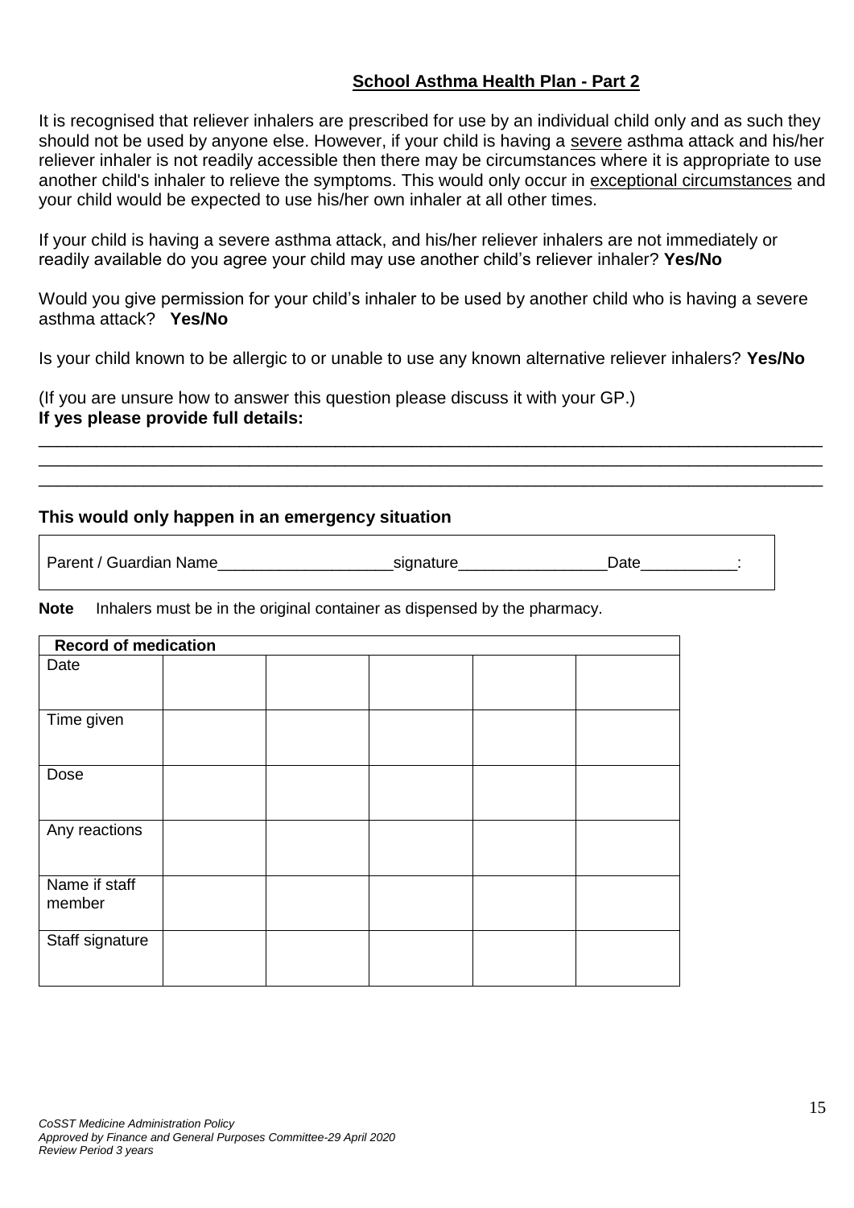## School Asthma Health Plan - Part 2

It is recognised that reliever inhalers are prescribed for use by an individual child only and as such they should not be used by anyone else. However, if your child is having a severe asthma attack and his/her reliever inhaler is not readily accessible then there may be circumstances where it is appropriate to use another child's inhaler to relieve the symptoms. This would only occur in exceptional circumstances and your child would be expected to use his/her own inhaler at all other times.

If your child is having a severe asthma attack, and his/her reliever inhalers are not immediately or readily available do you agree your child may use another child's reliever inhaler? **Yes/No**

Would you give permission for your child's inhaler to be used by another child who is having a severe asthma attack? **Yes/No**

Is your child known to be allergic to or unable to use any known alternative reliever inhalers? **Yes/No**

(If you are unsure how to answer this question please discuss it with your GP.)
**If yes please provide full details:**

_______________________________________________________________________________
_______________________________________________________________________________
_______________________________________________________________________________

**This would only happen in an emergency situation**

Parent / Guardian Name____________________signature_________________Date___________:

**Note** Inhalers must be in the original container as dispensed by the pharmacy.

| **Record of medication** | | | | | |
|---|---|---|---|---|---|
| Date | | | | | |
| Time given | | | | | |
| Dose | | | | | |
| Any reactions | | | | | |
| Name if staff member | | | | | |
| Staff signature | | | | | |

*CoSST Medicine Administration Policy*
*Approved by Finance and General Purposes Committee-29 April 2020*
*Review Period 3 years*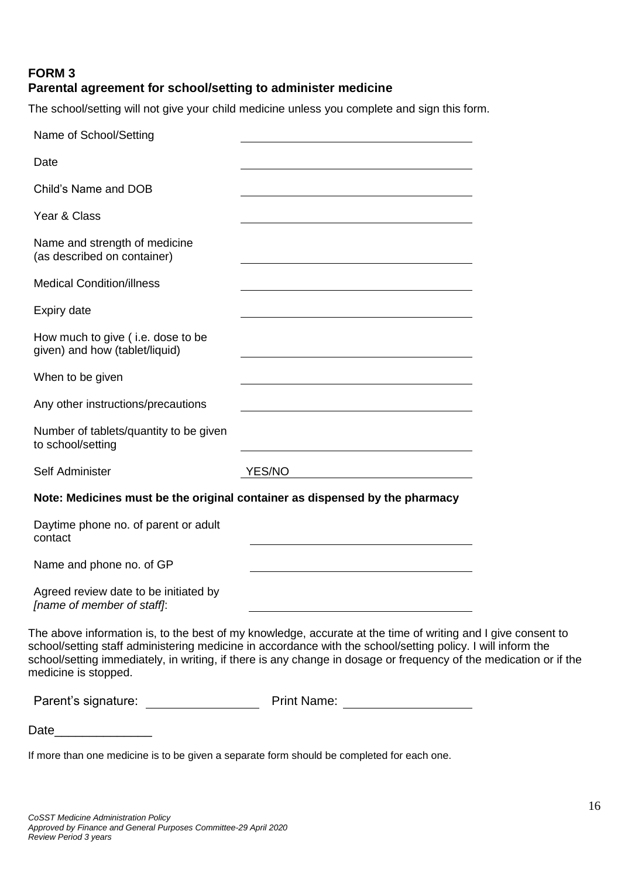## FORM 3
## Parental agreement for school/setting to administer medicine

The school/setting will not give your child medicine unless you complete and sign this form.

| | |
|---|---|
| Name of School/Setting | |
| Date | |
| Child's Name and DOB | |
| Year & Class | |
| Name and strength of medicine (as described on container) | |
| Medical Condition/illness | |
| Expiry date | |
| How much to give ( i.e. dose to be given) and how (tablet/liquid) | |
| When to be given | |
| Any other instructions/precautions | |
| Number of tablets/quantity to be given to school/setting | |
| Self Administer | YES/NO |

**Note: Medicines must be the original container as dispensed by the pharmacy**

| | |
|---|---|
| Daytime phone no. of parent or adult contact | |
| Name and phone no. of GP | |
| Agreed review date to be initiated by *[name of member of staff]*: | |

The above information is, to the best of my knowledge, accurate at the time of writing and I give consent to school/setting staff administering medicine in accordance with the school/setting policy. I will inform the school/setting immediately, in writing, if there is any change in dosage or frequency of the medication or if the medicine is stopped.

Parent's signature: ________________ Print Name: __________________

Date______________

If more than one medicine is to be given a separate form should be completed for each one.

*CoSST Medicine Administration Policy*
*Approved by Finance and General Purposes Committee-29 April 2020*
*Review Period 3 years*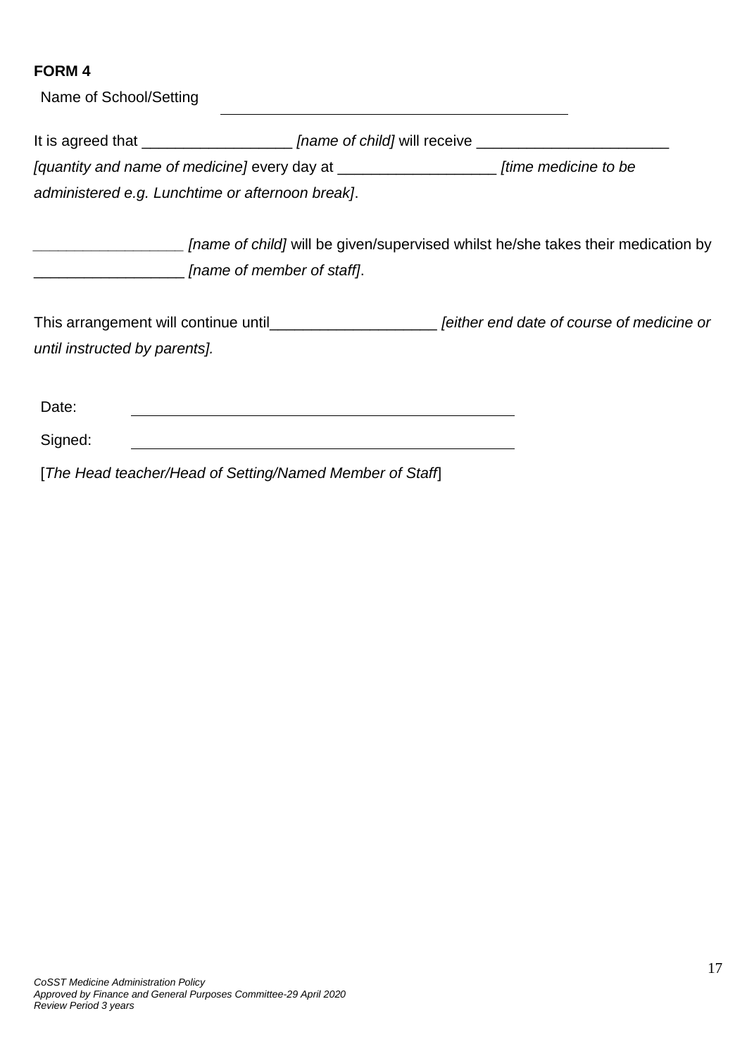**FORM 4**

Name of School/Setting \_\_\_\_\_\_\_\_\_\_\_\_\_\_\_\_\_\_\_\_\_\_\_\_\_\_\_\_\_\_\_\_\_\_\_\_\_\_\_\_\_\_

It is agreed that __________________ *[name of child]* will receive _______________________ *[quantity and name of medicine]* every day at ___________________ *[time medicine to be administered e.g. Lunchtime or afternoon break]*.

__________________ *[name of child]* will be given/supervised whilst he/she takes their medication by __________________ *[name of member of staff]*.

This arrangement will continue until____________________ *[either end date of course of medicine or until instructed by parents].*

Date: \_\_\_\_\_\_\_\_\_\_\_\_\_\_\_\_\_\_\_\_\_\_\_\_\_\_\_\_\_\_\_\_\_\_\_\_\_\_\_\_\_\_

Signed: \_\_\_\_\_\_\_\_\_\_\_\_\_\_\_\_\_\_\_\_\_\_\_\_\_\_\_\_\_\_\_\_\_\_\_\_\_\_\_\_\_\_

[*The Head teacher/Head of Setting/Named Member of Staff*]

*CoSST Medicine Administration Policy*
*Approved by Finance and General Purposes Committee-29 April 2020*
*Review Period 3 years*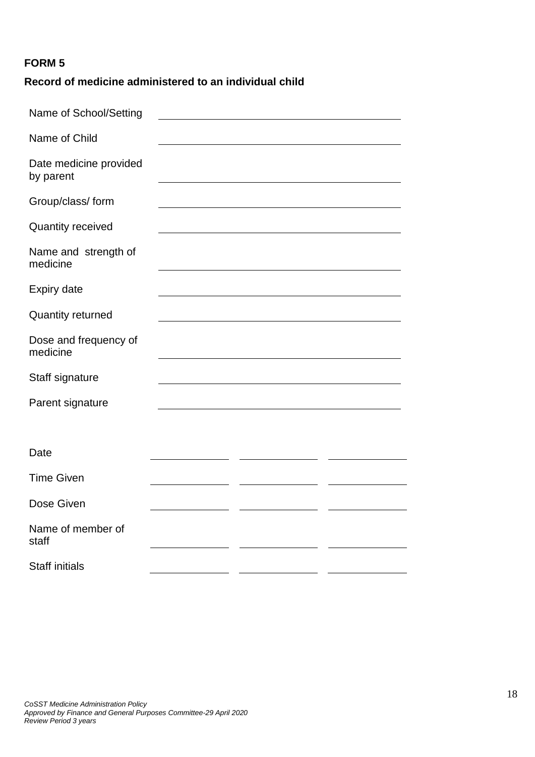**FORM 5**

**Record of medicine administered to an individual child**

| | |
|---|---|
| Name of School/Setting | |
| Name of Child | |
| Date medicine provided by parent | |
| Group/class/ form | |
| Quantity received | |
| Name and strength of medicine | |
| Expiry date | |
| Quantity returned | |
| Dose and frequency of medicine | |
| Staff signature | |
| Parent signature | |

| | | | |
|---|---|---|---|
| Date | | | |
| Time Given | | | |
| Dose Given | | | |
| Name of member of staff | | | |
| Staff initials | | | |

*CoSST Medicine Administration Policy*
*Approved by Finance and General Purposes Committee-29 April 2020*
*Review Period 3 years*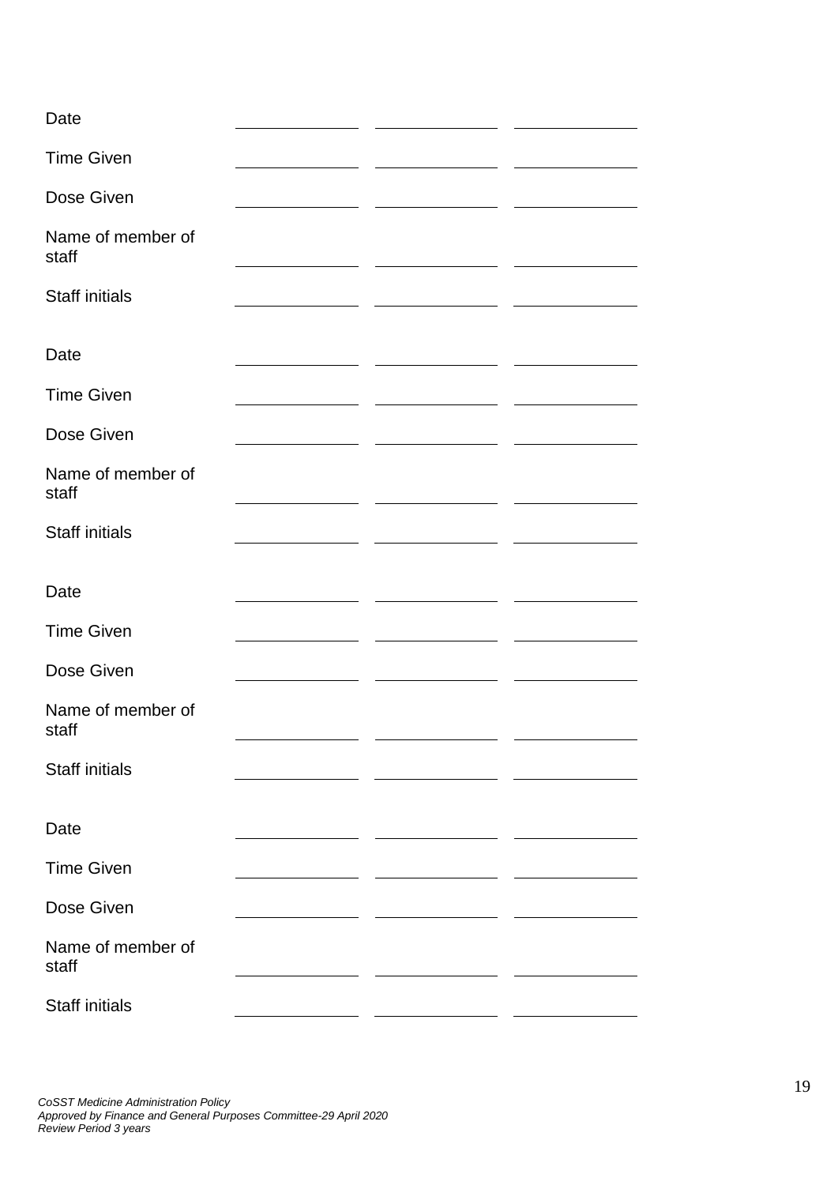| | | | |
|---|---|---|---|
| Date | | | |
| Time Given | | | |
| Dose Given | | | |
| Name of member of staff | | | |
| Staff initials | | | |

| | | | |
|---|---|---|---|
| Date | | | |
| Time Given | | | |
| Dose Given | | | |
| Name of member of staff | | | |
| Staff initials | | | |

| | | | |
|---|---|---|---|
| Date | | | |
| Time Given | | | |
| Dose Given | | | |
| Name of member of staff | | | |
| Staff initials | | | |

| | | | |
|---|---|---|---|
| Date | | | |
| Time Given | | | |
| Dose Given | | | |
| Name of member of staff | | | |
| Staff initials | | | |

*CoSST Medicine Administration Policy*
*Approved by Finance and General Purposes Committee-29 April 2020*
*Review Period 3 years*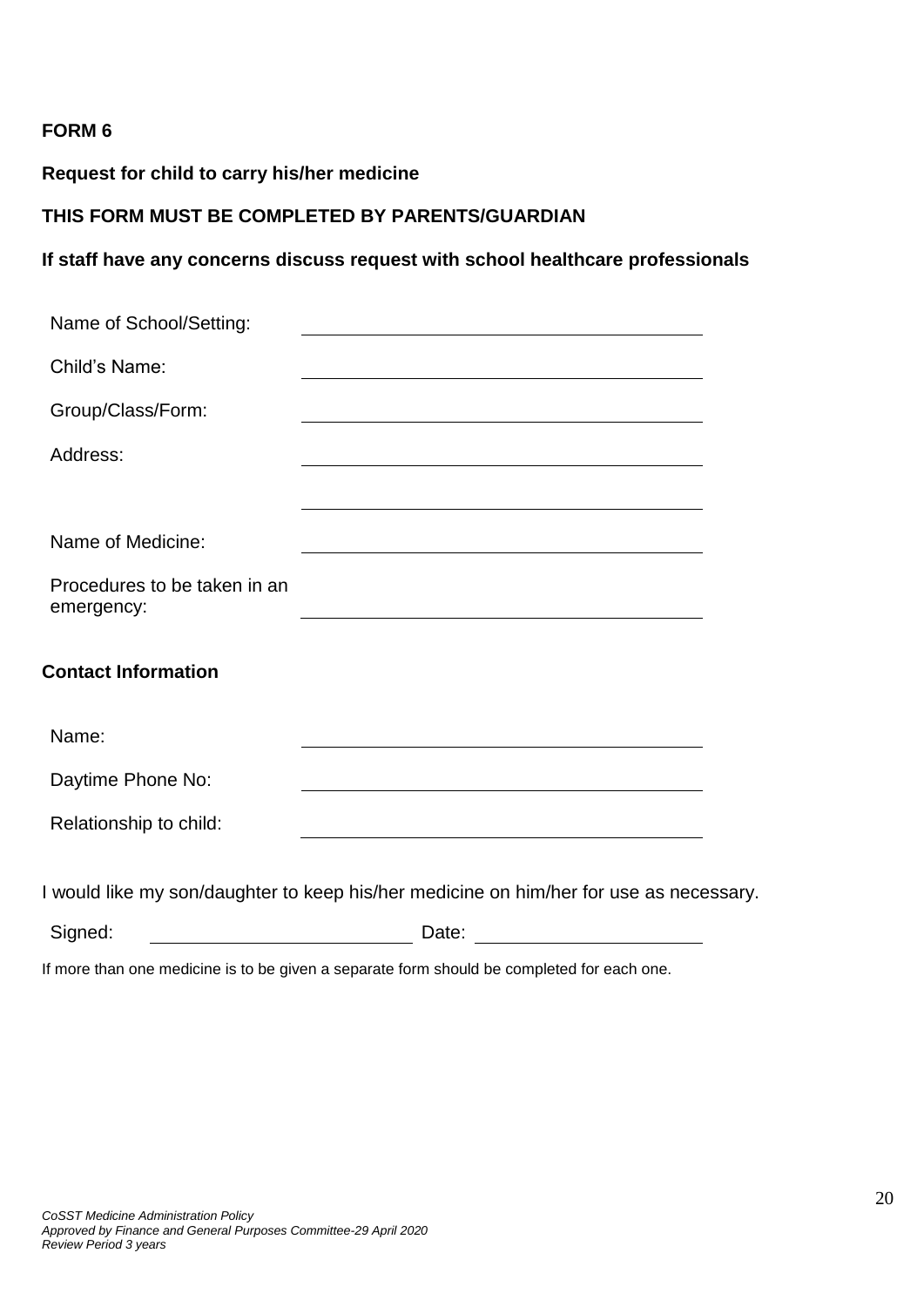**FORM 6**

**Request for child to carry his/her medicine**

**THIS FORM MUST BE COMPLETED BY PARENTS/GUARDIAN**

**If staff have any concerns discuss request with school healthcare professionals**

| | |
|---|---|
| Name of School/Setting: | ______________________________ |
| Child's Name: | ______________________________ |
| Group/Class/Form: | ______________________________ |
| Address: | ______________________________ |
| | ______________________________ |
| Name of Medicine: | ______________________________ |
| Procedures to be taken in an emergency: | ______________________________ |

**Contact Information**

| | |
|---|---|
| Name: | ______________________________ |
| Daytime Phone No: | ______________________________ |
| Relationship to child: | ______________________________ |

I would like my son/daughter to keep his/her medicine on him/her for use as necessary.

Signed: ____________________ Date: ____________________

If more than one medicine is to be given a separate form should be completed for each one.

*CoSST Medicine Administration Policy*
*Approved by Finance and General Purposes Committee-29 April 2020*
*Review Period 3 years*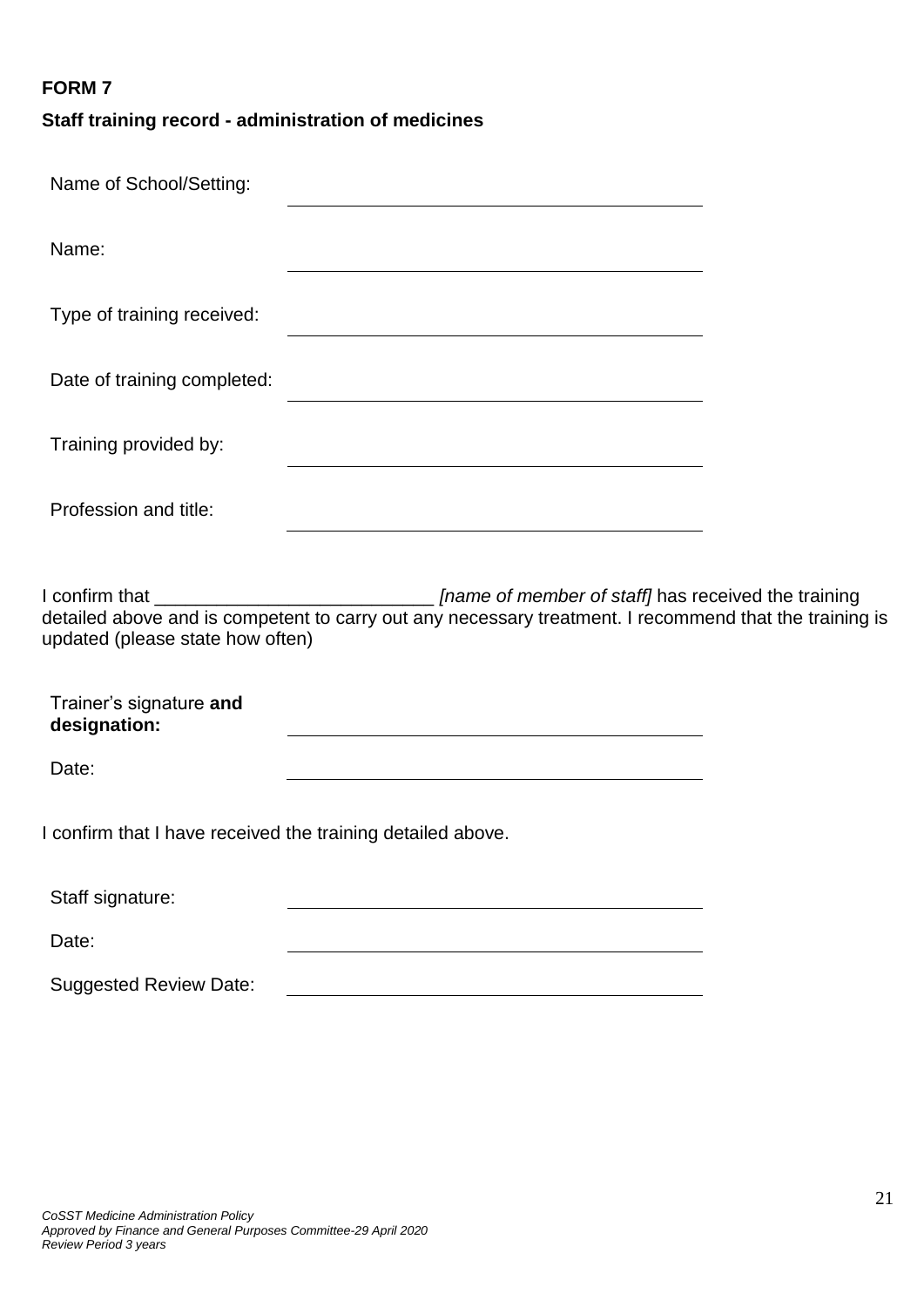**FORM 7**

**Staff training record - administration of medicines**

| | |
|---|---|
| Name of School/Setting: | |
| Name: | |
| Type of training received: | |
| Date of training completed: | |
| Training provided by: | |
| Profession and title: | |

I confirm that ___________________________ *[name of member of staff]* has received the training detailed above and is competent to carry out any necessary treatment. I recommend that the training is updated (please state how often)

| | |
|---|---|
| Trainer's signature **and designation:** | |
| Date: | |

I confirm that I have received the training detailed above.

| | |
|---|---|
| Staff signature: | |
| Date: | |
| Suggested Review Date: | |

*CoSST Medicine Administration Policy*
*Approved by Finance and General Purposes Committee-29 April 2020*
*Review Period 3 years*